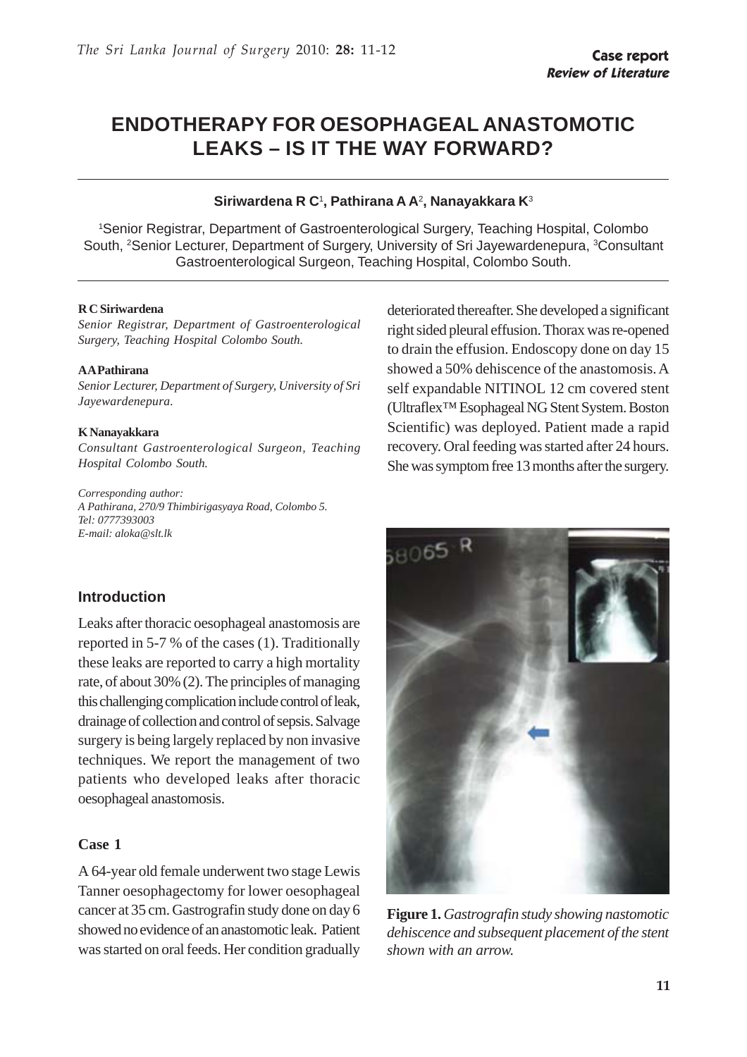Case report
*Review of Literature*

# ENDOTHERAPY FOR OESOPHAGEAL ANASTOMOTIC LEAKS – IS IT THE WAY FORWARD?

**Siriwardena R C[1], Pathirana A A[2], Nanayakkara K[3]**

[1]Senior Registrar, Department of Gastroenterological Surgery, Teaching Hospital, Colombo South, [2]Senior Lecturer, Department of Surgery, University of Sri Jayewardenepura, [3]Consultant Gastroenterological Surgeon, Teaching Hospital, Colombo South.

**R C Siriwardena**
*Senior Registrar, Department of Gastroenterological Surgery, Teaching Hospital Colombo South.*

**A A Pathirana**
*Senior Lecturer, Department of Surgery, University of Sri Jayewardenepura.*

**K Nanayakkara**
*Consultant Gastroenterological Surgeon, Teaching Hospital Colombo South.*

*Corresponding author:*
*A Pathirana, 270/9 Thimbirigasyaya Road, Colombo 5.*
*Tel: 0777393003*
*E-mail: aloka@slt.lk*

## Introduction

Leaks after thoracic oesophageal anastomosis are reported in 5-7 % of the cases (1). Traditionally these leaks are reported to carry a high mortality rate, of about 30% (2). The principles of managing this challenging complication include control of leak, drainage of collection and control of sepsis. Salvage surgery is being largely replaced by non invasive techniques. We report the management of two patients who developed leaks after thoracic oesophageal anastomosis.

### Case 1

A 64-year old female underwent two stage Lewis Tanner oesophagectomy for lower oesophageal cancer at 35 cm. Gastrografin study done on day 6 showed no evidence of an anastomotic leak. Patient was started on oral feeds. Her condition gradually deteriorated thereafter. She developed a significant right sided pleural effusion. Thorax was re-opened to drain the effusion. Endoscopy done on day 15 showed a 50% dehiscence of the anastomosis. A self expandable NITINOL 12 cm covered stent (Ultraflex™ Esophageal NG Stent System. Boston Scientific) was deployed. Patient made a rapid recovery. Oral feeding was started after 24 hours. She was symptom free 13 months after the surgery.

**Figure 1.** *Gastrografin study showing nastomotic dehiscence and subsequent placement of the stent shown with an arrow.*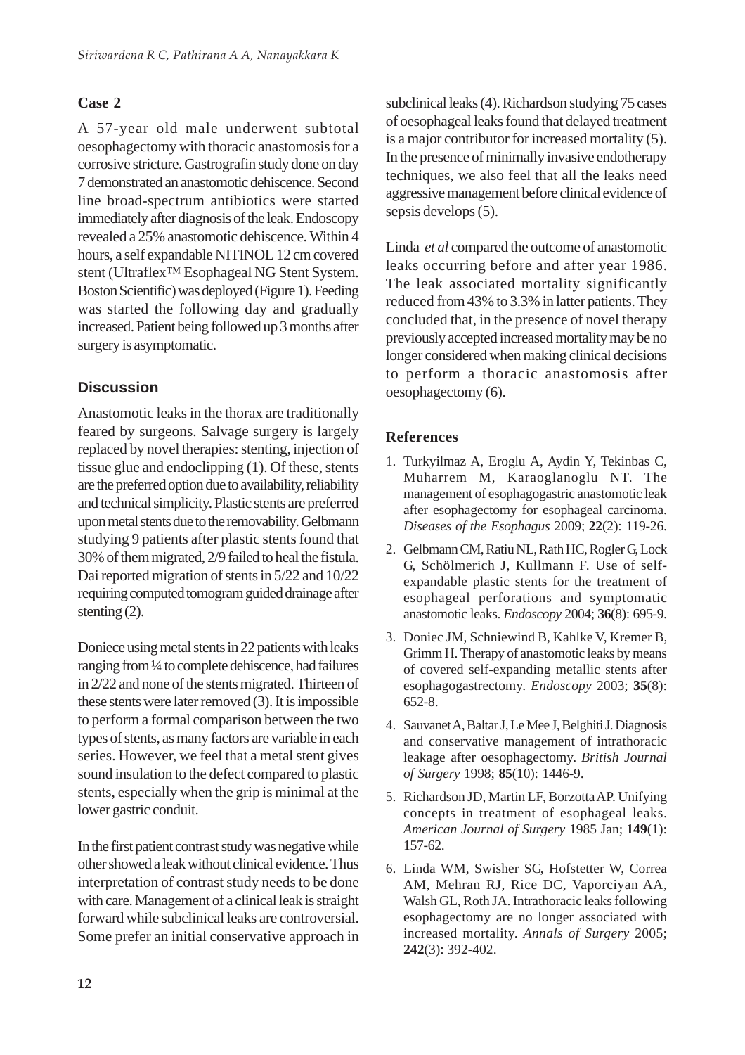### Case 2

A 57-year old male underwent subtotal oesophagectomy with thoracic anastomosis for a corrosive stricture. Gastrografin study done on day 7 demonstrated an anastomotic dehiscence. Second line broad-spectrum antibiotics were started immediately after diagnosis of the leak. Endoscopy revealed a 25% anastomotic dehiscence. Within 4 hours, a self expandable NITINOL 12 cm covered stent (Ultraflex™ Esophageal NG Stent System. Boston Scientific) was deployed (Figure 1). Feeding was started the following day and gradually increased. Patient being followed up 3 months after surgery is asymptomatic.

## Discussion

Anastomotic leaks in the thorax are traditionally feared by surgeons. Salvage surgery is largely replaced by novel therapies: stenting, injection of tissue glue and endoclipping (1). Of these, stents are the preferred option due to availability, reliability and technical simplicity. Plastic stents are preferred upon metal stents due to the removability. Gelbmann studying 9 patients after plastic stents found that 30% of them migrated, 2/9 failed to heal the fistula. Dai reported migration of stents in 5/22 and 10/22 requiring computed tomogram guided drainage after stenting (2).

Doniece using metal stents in 22 patients with leaks ranging from ¼ to complete dehiscence, had failures in 2/22 and none of the stents migrated. Thirteen of these stents were later removed (3). It is impossible to perform a formal comparison between the two types of stents, as many factors are variable in each series. However, we feel that a metal stent gives sound insulation to the defect compared to plastic stents, especially when the grip is minimal at the lower gastric conduit.

In the first patient contrast study was negative while other showed a leak without clinical evidence. Thus interpretation of contrast study needs to be done with care. Management of a clinical leak is straight forward while subclinical leaks are controversial. Some prefer an initial conservative approach in subclinical leaks (4). Richardson studying 75 cases of oesophageal leaks found that delayed treatment is a major contributor for increased mortality (5). In the presence of minimally invasive endotherapy techniques, we also feel that all the leaks need aggressive management before clinical evidence of sepsis develops (5).

Linda *et al* compared the outcome of anastomotic leaks occurring before and after year 1986. The leak associated mortality significantly reduced from 43% to 3.3% in latter patients. They concluded that, in the presence of novel therapy previously accepted increased mortality may be no longer considered when making clinical decisions to perform a thoracic anastomosis after oesophagectomy (6).

### References

1. Turkyilmaz A, Eroglu A, Aydin Y, Tekinbas C, Muharrem M, Karaoglanoglu NT. The management of esophagogastric anastomotic leak after esophagectomy for esophageal carcinoma. *Diseases of the Esophagus* 2009; **22**(2): 119-26.
2. Gelbmann CM, Ratiu NL, Rath HC, Rogler G, Lock G, Schölmerich J, Kullmann F. Use of self-expandable plastic stents for the treatment of esophageal perforations and symptomatic anastomotic leaks. *Endoscopy* 2004; **36**(8): 695-9.
3. Doniec JM, Schniewind B, Kahlke V, Kremer B, Grimm H. Therapy of anastomotic leaks by means of covered self-expanding metallic stents after esophagogastrectomy. *Endoscopy* 2003; **35**(8): 652-8.
4. Sauvanet A, Baltar J, Le Mee J, Belghiti J. Diagnosis and conservative management of intrathoracic leakage after oesophagectomy. *British Journal of Surgery* 1998; **85**(10): 1446-9.
5. Richardson JD, Martin LF, Borzotta AP. Unifying concepts in treatment of esophageal leaks. *American Journal of Surgery* 1985 Jan; **149**(1): 157-62.
6. Linda WM, Swisher SG, Hofstetter W, Correa AM, Mehran RJ, Rice DC, Vaporciyan AA, Walsh GL, Roth JA. Intrathoracic leaks following esophagectomy are no longer associated with increased mortality. *Annals of Surgery* 2005; **242**(3): 392-402.